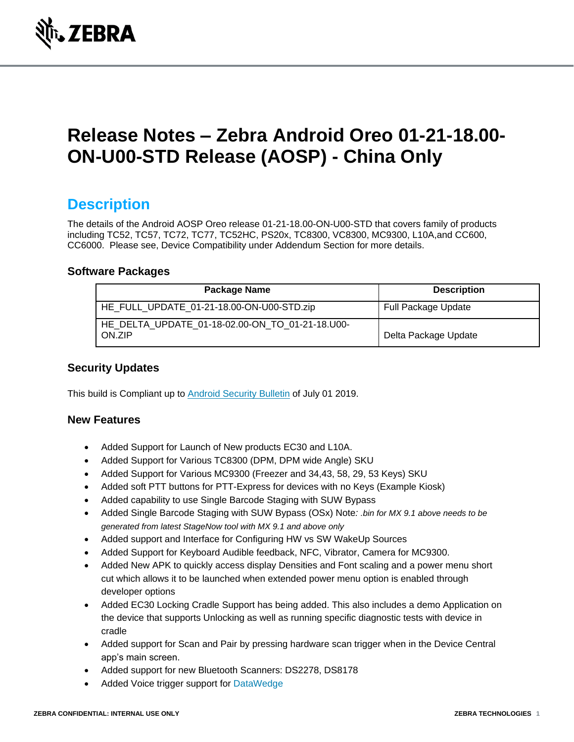# Release Notes – Zebra Android Oreo 01-21-18.00-ON-U00-STD Release (AOSP) - China Only

## Description

The details of the Android AOSP Oreo release 01-21-18.00-ON-U00-STD that covers family of products including TC52, TC57, TC72, TC77, TC52HC, PS20x, TC8300, VC8300, MC9300, L10A,and CC600, CC6000. Please see, Device Compatibility under Addendum Section for more details.

### Software Packages

| Package Name | Description |
| --- | --- |
| HE_FULL_UPDATE_01-21-18.00-ON-U00-STD.zip | Full Package Update |
| HE_DELTA_UPDATE_01-18-02.00-ON_TO_01-21-18.U00-ON.ZIP | Delta Package Update |

### Security Updates

This build is Compliant up to Android Security Bulletin of July 01 2019.

### New Features

- Added Support for Launch of New products EC30 and L10A.
- Added Support for Various TC8300 (DPM, DPM wide Angle) SKU
- Added Support for Various MC9300 (Freezer and 34,43, 58, 29, 53 Keys) SKU
- Added soft PTT buttons for PTT-Express for devices with no Keys (Example Kiosk)
- Added capability to use Single Barcode Staging with SUW Bypass
- Added Single Barcode Staging with SUW Bypass (OSx) Note*: .bin for MX 9.1 above needs to be generated from latest StageNow tool with MX 9.1 and above only*
- Added support and Interface for Configuring HW vs SW WakeUp Sources
- Added Support for Keyboard Audible feedback, NFC, Vibrator, Camera for MC9300.
- Added New APK to quickly access display Densities and Font scaling and a power menu short cut which allows it to be launched when extended power menu option is enabled through developer options
- Added EC30 Locking Cradle Support has being added. This also includes a demo Application on the device that supports Unlocking as well as running specific diagnostic tests with device in cradle
- Added support for Scan and Pair by pressing hardware scan trigger when in the Device Central app's main screen.
- Added support for new Bluetooth Scanners: DS2278, DS8178
- Added Voice trigger support for DataWedge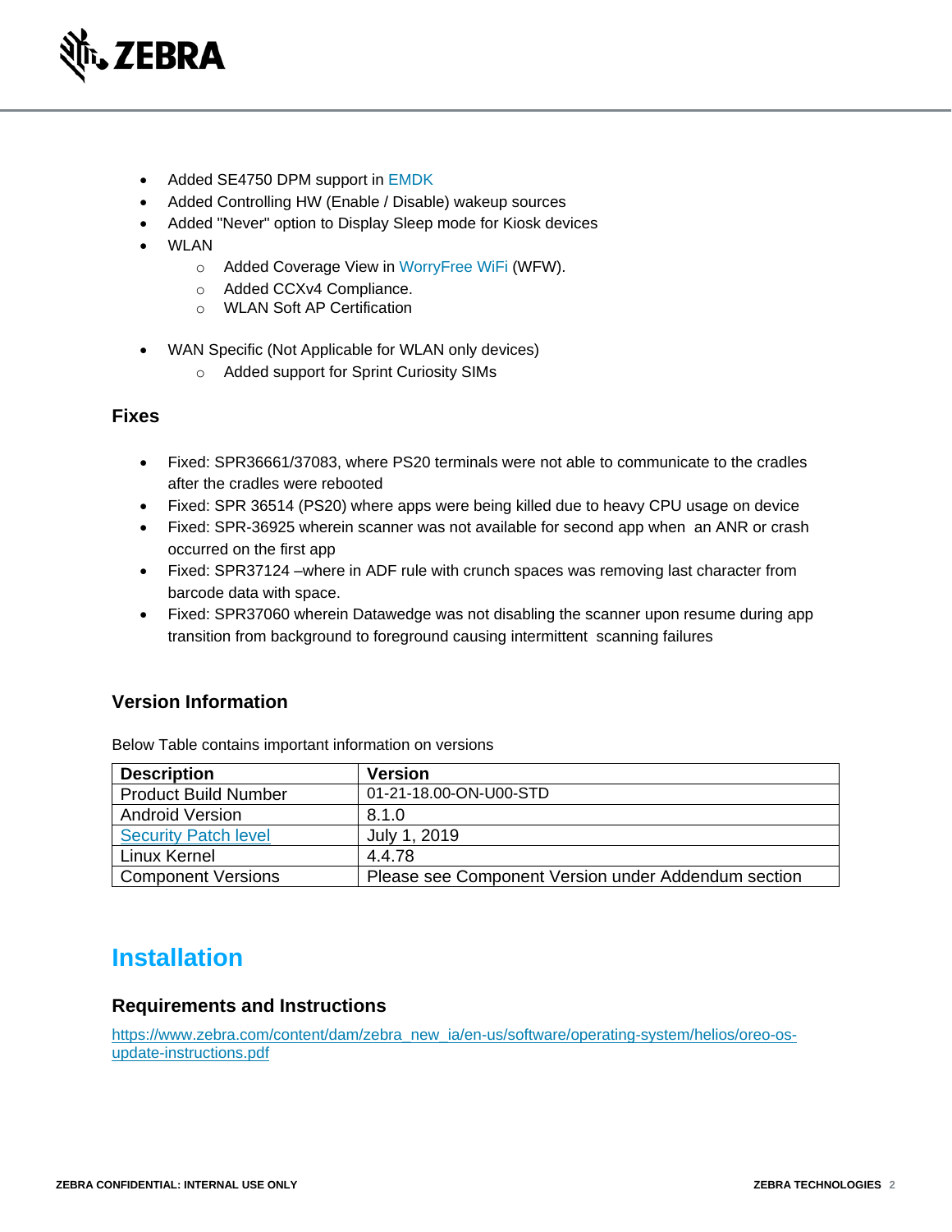- Added SE4750 DPM support in EMDK
- Added Controlling HW (Enable / Disable) wakeup sources
- Added "Never" option to Display Sleep mode for Kiosk devices
- WLAN
    - Added Coverage View in WorryFree WiFi (WFW).
    - Added CCXv4 Compliance.
    - WLAN Soft AP Certification
- WAN Specific (Not Applicable for WLAN only devices)
    - Added support for Sprint Curiosity SIMs

### Fixes

- Fixed: SPR36661/37083, where PS20 terminals were not able to communicate to the cradles after the cradles were rebooted
- Fixed: SPR 36514 (PS20) where apps were being killed due to heavy CPU usage on device
- Fixed: SPR-36925 wherein scanner was not available for second app when an ANR or crash occurred on the first app
- Fixed: SPR37124 –where in ADF rule with crunch spaces was removing last character from barcode data with space.
- Fixed: SPR37060 wherein Datawedge was not disabling the scanner upon resume during app transition from background to foreground causing intermittent scanning failures

### Version Information

Below Table contains important information on versions

| Description | Version |
| --- | --- |
| Product Build Number | 01-21-18.00-ON-U00-STD |
| Android Version | 8.1.0 |
| Security Patch level | July 1, 2019 |
| Linux Kernel | 4.4.78 |
| Component Versions | Please see Component Version under Addendum section |

## Installation

### Requirements and Instructions

https://www.zebra.com/content/dam/zebra_new_ia/en-us/software/operating-system/helios/oreo-os-update-instructions.pdf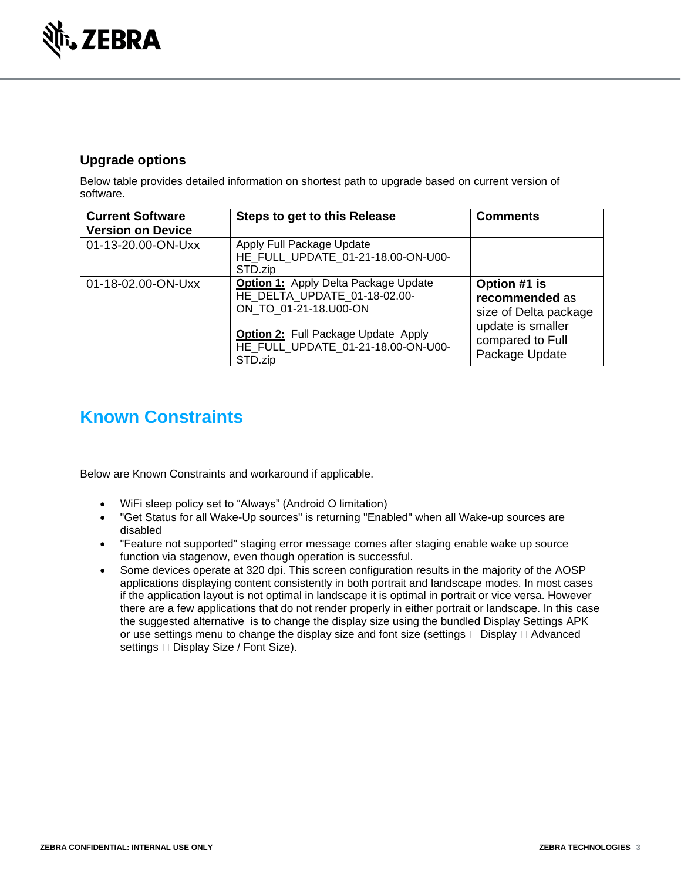### Upgrade options

Below table provides detailed information on shortest path to upgrade based on current version of software.

| Current Software Version on Device | Steps to get to this Release | Comments |
|---|---|---|
| 01-13-20.00-ON-Uxx | Apply Full Package Update HE_FULL_UPDATE_01-21-18.00-ON-U00-STD.zip | |
| 01-18-02.00-ON-Uxx | **Option 1:** Apply Delta Package Update HE_DELTA_UPDATE_01-18-02.00-ON_TO_01-21-18.U00-ON<br><br>**Option 2:** Full Package Update Apply HE_FULL_UPDATE_01-21-18.00-ON-U00-STD.zip | **Option #1 is recommended** as size of Delta package update is smaller compared to Full Package Update |

## Known Constraints

Below are Known Constraints and workaround if applicable.

- WiFi sleep policy set to "Always" (Android O limitation)
- "Get Status for all Wake-Up sources" is returning "Enabled" when all Wake-up sources are disabled
- "Feature not supported" staging error message comes after staging enable wake up source function via stagenow, even though operation is successful.
- Some devices operate at 320 dpi. This screen configuration results in the majority of the AOSP applications displaying content consistently in both portrait and landscape modes. In most cases if the application layout is not optimal in landscape it is optimal in portrait or vice versa. However there are a few applications that do not render properly in either portrait or landscape. In this case the suggested alternative is to change the display size using the bundled Display Settings APK or use settings menu to change the display size and font size (settings  Display  Advanced settings  Display Size / Font Size).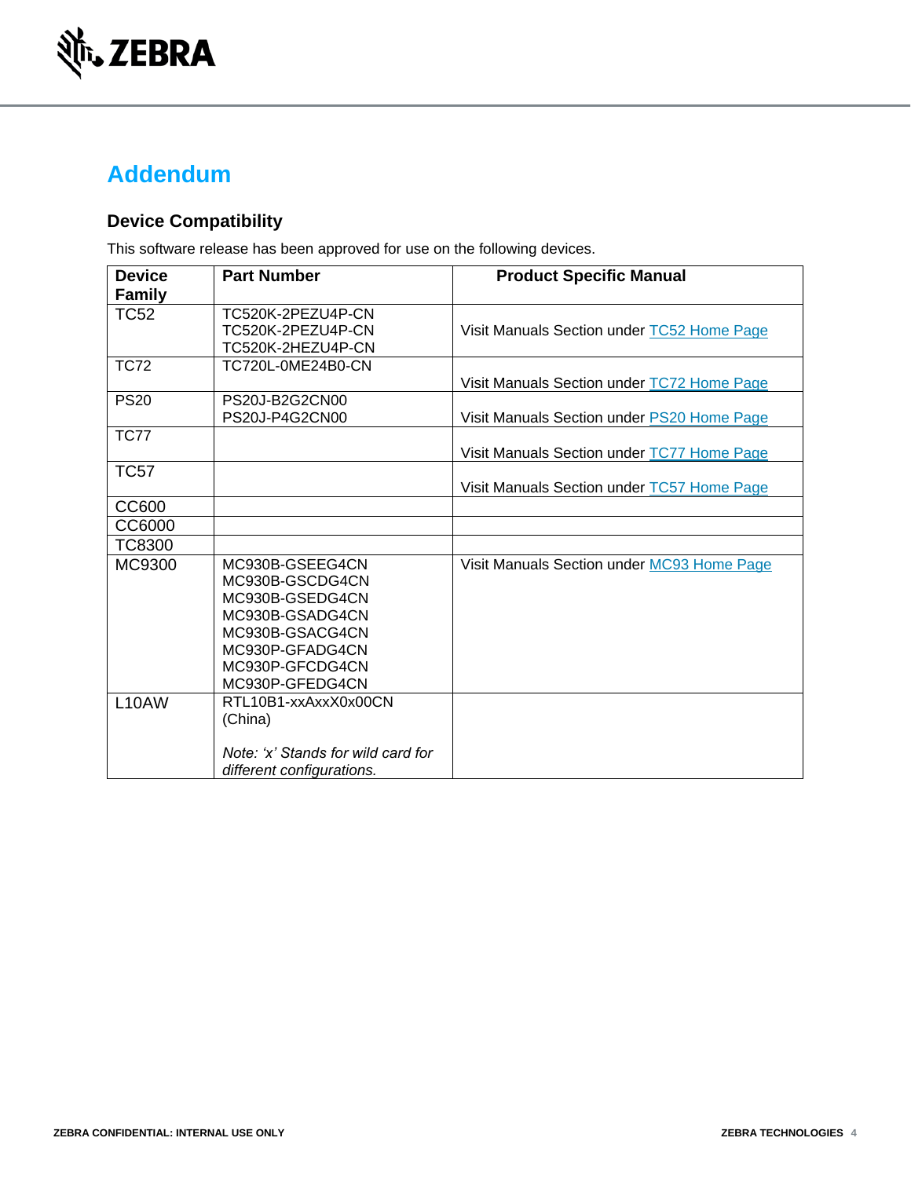# Addendum

## Device Compatibility

This software release has been approved for use on the following devices.

| Device Family | Part Number | Product Specific Manual |
|---|---|---|
| TC52 | TC520K-2PEZU4P-CN<br>TC520K-2PEZU4P-CN<br>TC520K-2HEZU4P-CN | Visit Manuals Section under TC52 Home Page |
| TC72 | TC720L-0ME24B0-CN | Visit Manuals Section under TC72 Home Page |
| PS20 | PS20J-B2G2CN00<br>PS20J-P4G2CN00 | Visit Manuals Section under PS20 Home Page |
| TC77 | | Visit Manuals Section under TC77 Home Page |
| TC57 | | Visit Manuals Section under TC57 Home Page |
| CC600 | | |
| CC6000 | | |
| TC8300 | | |
| MC9300 | MC930B-GSEEG4CN<br>MC930B-GSCDG4CN<br>MC930B-GSEDG4CN<br>MC930B-GSADG4CN<br>MC930B-GSACG4CN<br>MC930P-GFADG4CN<br>MC930P-GFCDG4CN<br>MC930P-GFEDG4CN | Visit Manuals Section under MC93 Home Page |
| L10AW | RTL10B1-xxAxxX0x00CN (China)<br><br>*Note: 'x' Stands for wild card for different configurations.* | |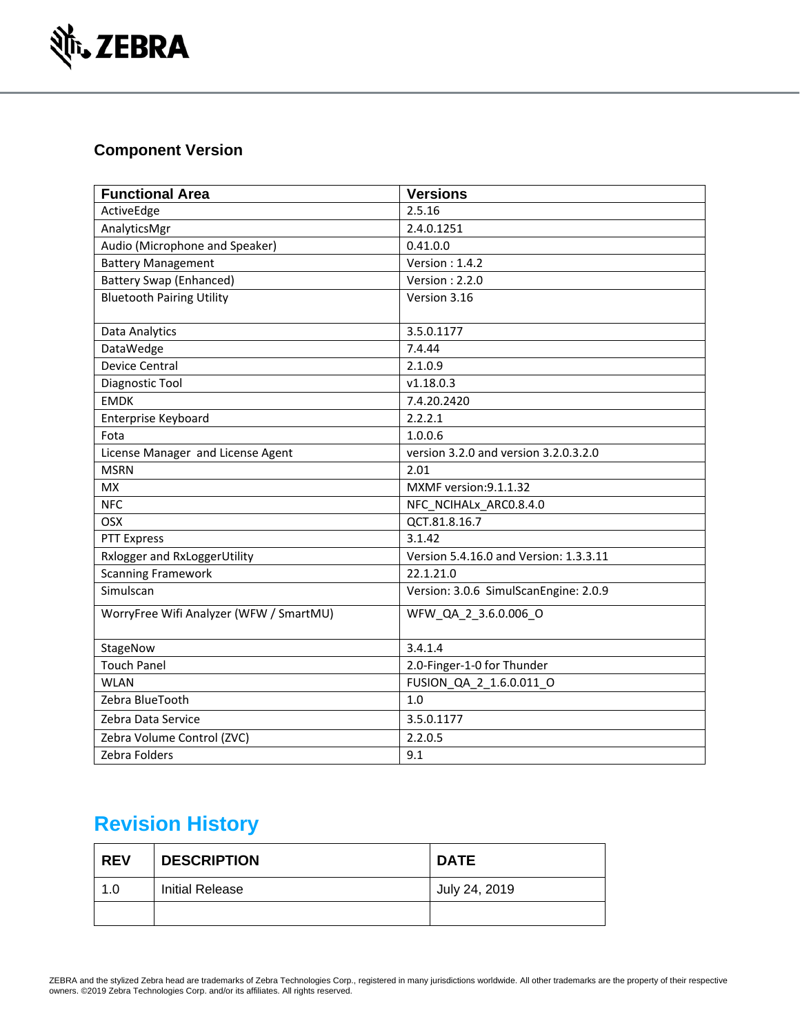## Component Version

| Functional Area | Versions |
|---|---|
| ActiveEdge | 2.5.16 |
| AnalyticsMgr | 2.4.0.1251 |
| Audio (Microphone and Speaker) | 0.41.0.0 |
| Battery Management | Version : 1.4.2 |
| Battery Swap (Enhanced) | Version : 2.2.0 |
| Bluetooth Pairing Utility | Version 3.16 |
| Data Analytics | 3.5.0.1177 |
| DataWedge | 7.4.44 |
| Device Central | 2.1.0.9 |
| Diagnostic Tool | v1.18.0.3 |
| EMDK | 7.4.20.2420 |
| Enterprise Keyboard | 2.2.2.1 |
| Fota | 1.0.0.6 |
| License Manager and License Agent | version 3.2.0 and version 3.2.0.3.2.0 |
| MSRN | 2.01 |
| MX | MXMF version:9.1.1.32 |
| NFC | NFC_NCIHALx_ARC0.8.4.0 |
| OSX | QCT.81.8.16.7 |
| PTT Express | 3.1.42 |
| Rxlogger and RxLoggerUtility | Version 5.4.16.0 and Version: 1.3.3.11 |
| Scanning Framework | 22.1.21.0 |
| Simulscan | Version: 3.0.6 SimulScanEngine: 2.0.9 |
| WorryFree Wifi Analyzer (WFW / SmartMU) | WFW_QA_2_3.6.0.006_O |
| StageNow | 3.4.1.4 |
| Touch Panel | 2.0-Finger-1-0 for Thunder |
| WLAN | FUSION_QA_2_1.6.0.011_O |
| Zebra BlueTooth | 1.0 |
| Zebra Data Service | 3.5.0.1177 |
| Zebra Volume Control (ZVC) | 2.2.0.5 |
| Zebra Folders | 9.1 |

# Revision History

| REV | DESCRIPTION | DATE |
|---|---|---|
| 1.0 | Initial Release | July 24, 2019 |
| | | |

ZEBRA and the stylized Zebra head are trademarks of Zebra Technologies Corp., registered in many jurisdictions worldwide. All other trademarks are the property of their respective owners. ©2019 Zebra Technologies Corp. and/or its affiliates. All rights reserved.